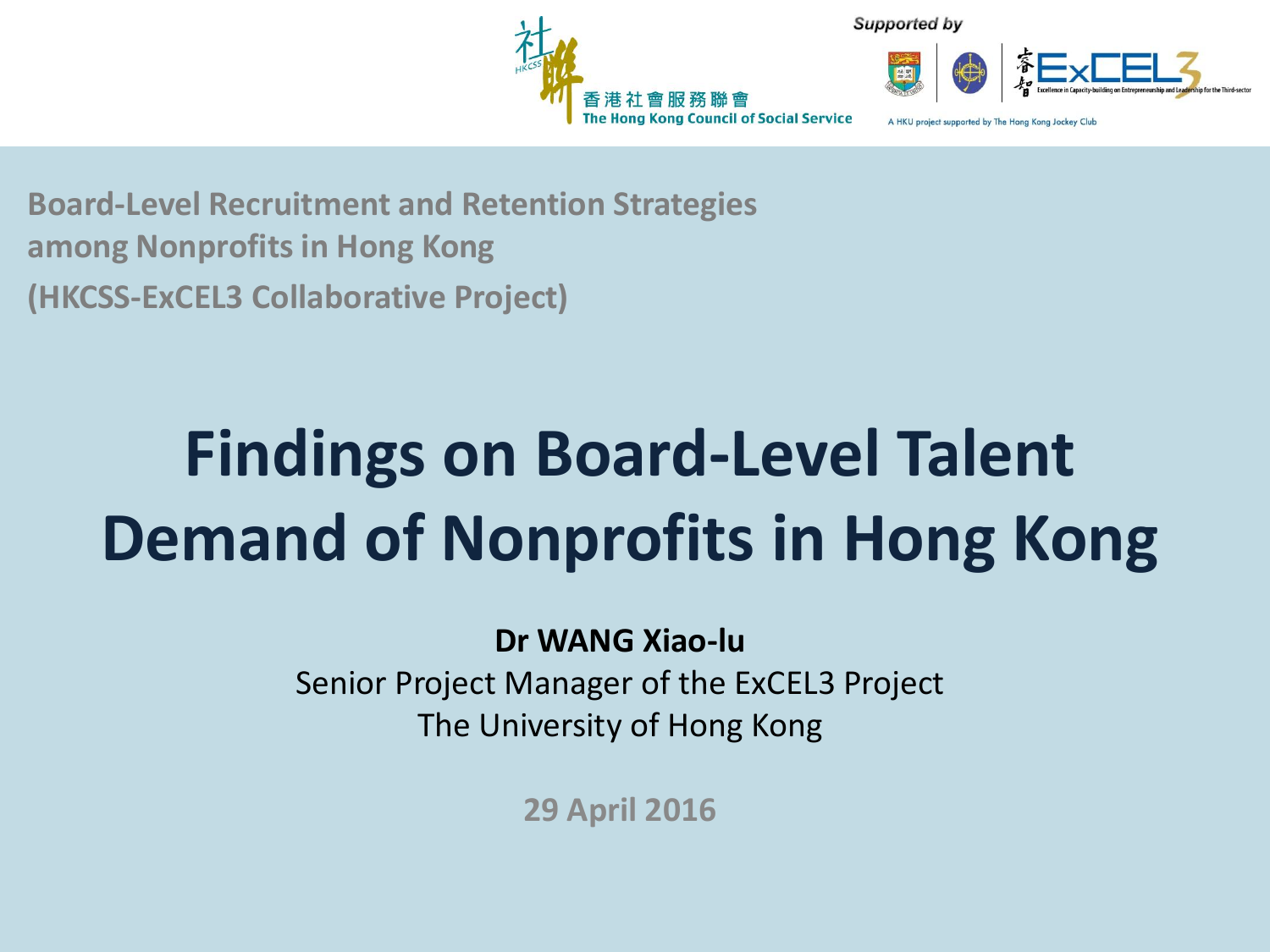香港社會服務聯會
The Hong Kong Council of Social Service

Supported by

ExCEL3 — Excellence in Capacity-building on Entrepreneurship and Leadership for the Third-sector

A HKU project supported by The Hong Kong Jockey Club

**Board-Level Recruitment and Retention Strategies among Nonprofits in Hong Kong**
**(HKCSS-ExCEL3 Collaborative Project)**

# Findings on Board-Level Talent Demand of Nonprofits in Hong Kong

**Dr WANG Xiao-lu**
Senior Project Manager of the ExCEL3 Project
The University of Hong Kong

**29 April 2016**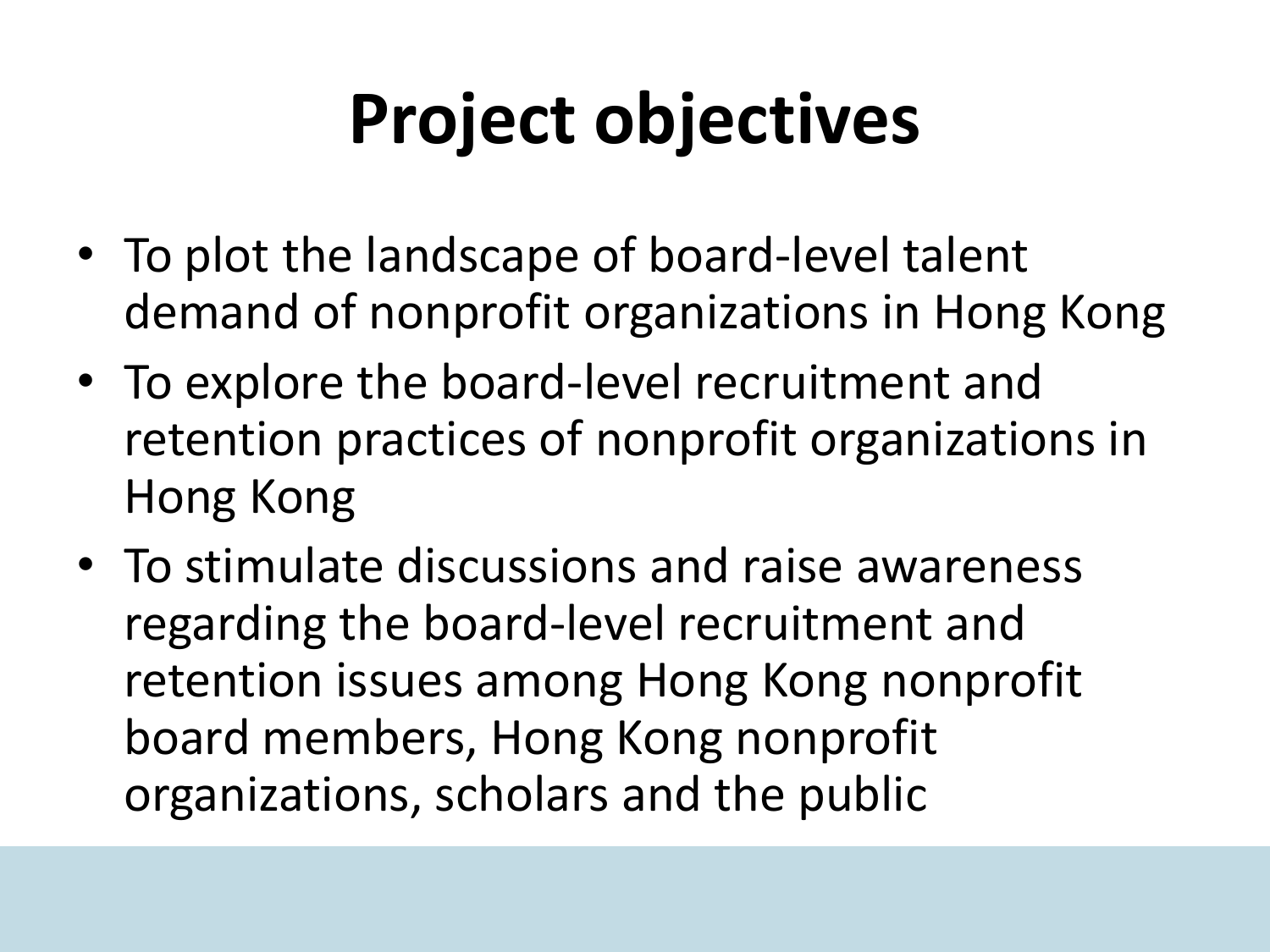# Project objectives

- To plot the landscape of board-level talent demand of nonprofit organizations in Hong Kong
- To explore the board-level recruitment and retention practices of nonprofit organizations in Hong Kong
- To stimulate discussions and raise awareness regarding the board-level recruitment and retention issues among Hong Kong nonprofit board members, Hong Kong nonprofit organizations, scholars and the public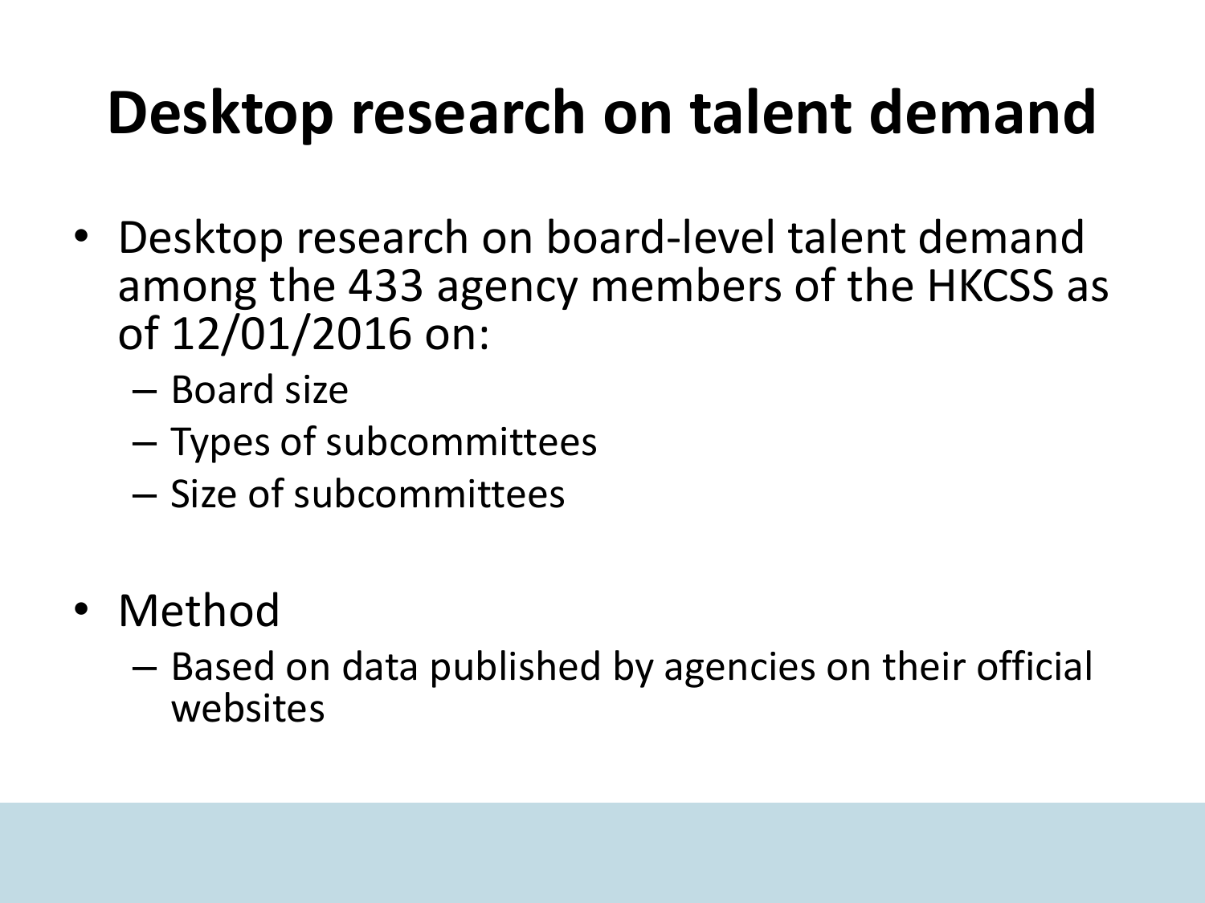# Desktop research on talent demand

- Desktop research on board-level talent demand among the 433 agency members of the HKCSS as of 12/01/2016 on:
  - Board size
  - Types of subcommittees
  - Size of subcommittees
- Method
  - Based on data published by agencies on their official websites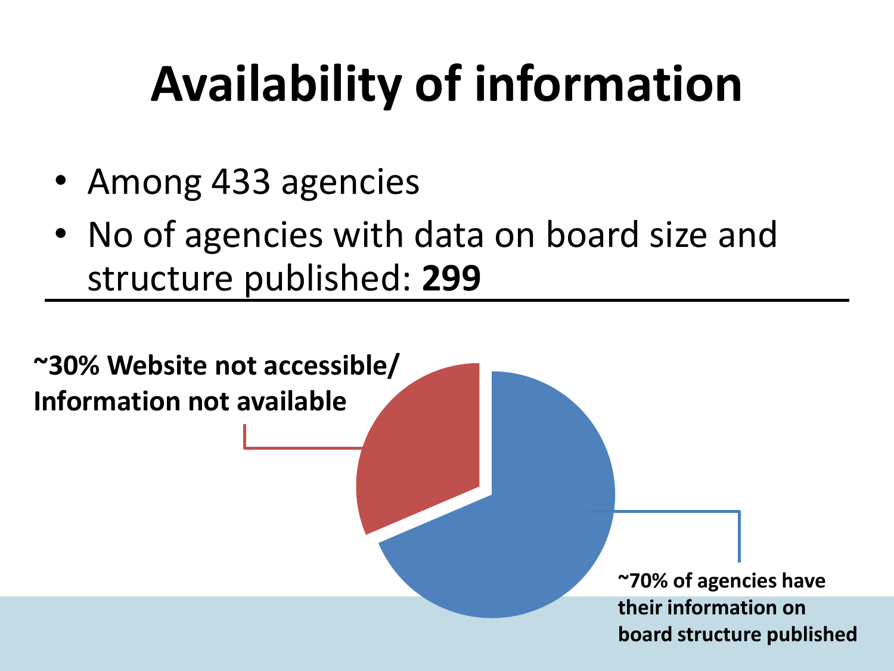# Availability of information

- Among 433 agencies
- No of agencies with data on board size and structure published: **299**

**~30% Website not accessible/ Information not available**

**~70% of agencies have their information on board structure published**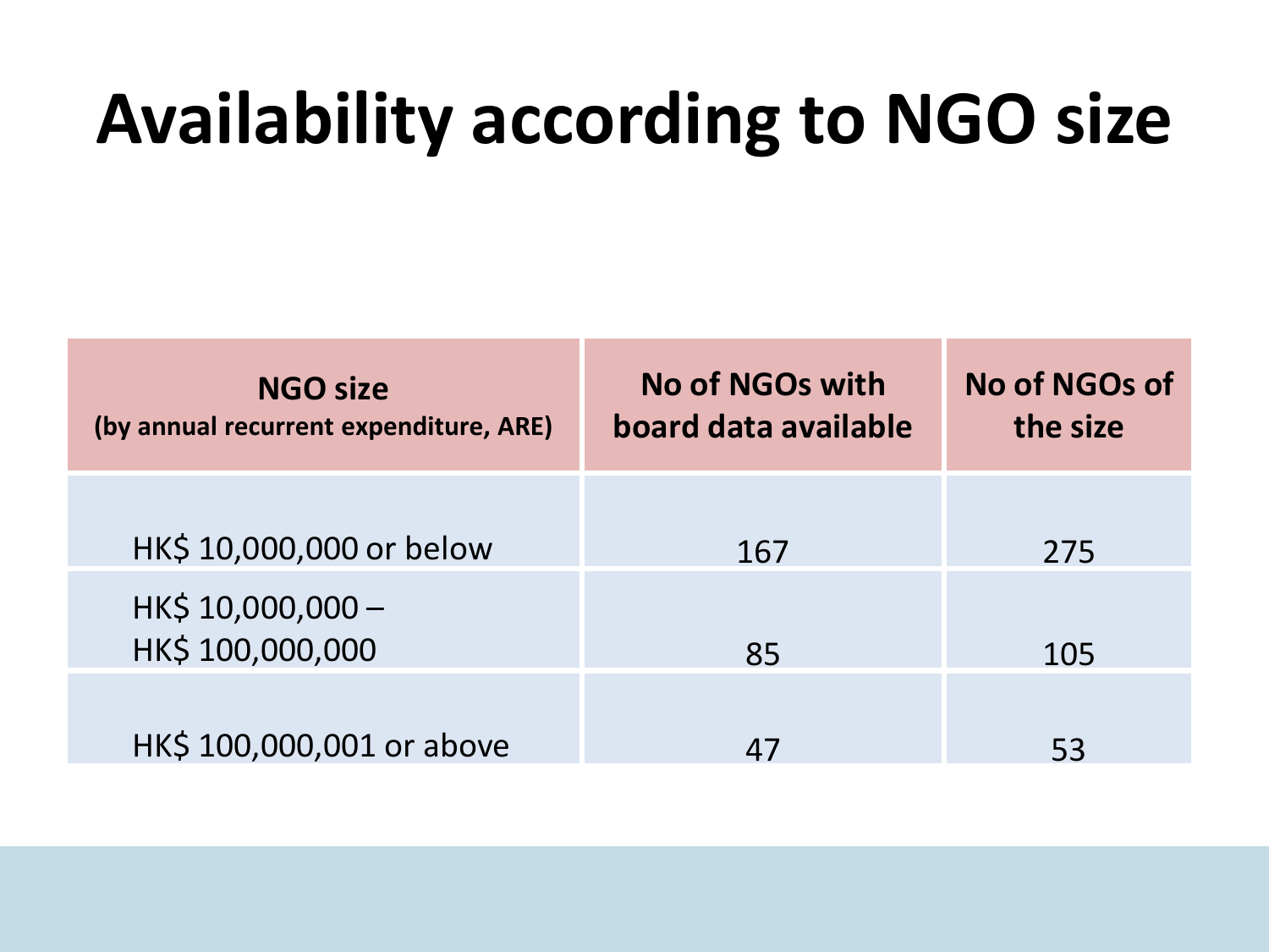# Availability according to NGO size

| NGO size (by annual recurrent expenditure, ARE) | No of NGOs with board data available | No of NGOs of the size |
| --- | --- | --- |
| HK$ 10,000,000 or below | 167 | 275 |
| HK$ 10,000,000 – HK$ 100,000,000 | 85 | 105 |
| HK$ 100,000,001 or above | 47 | 53 |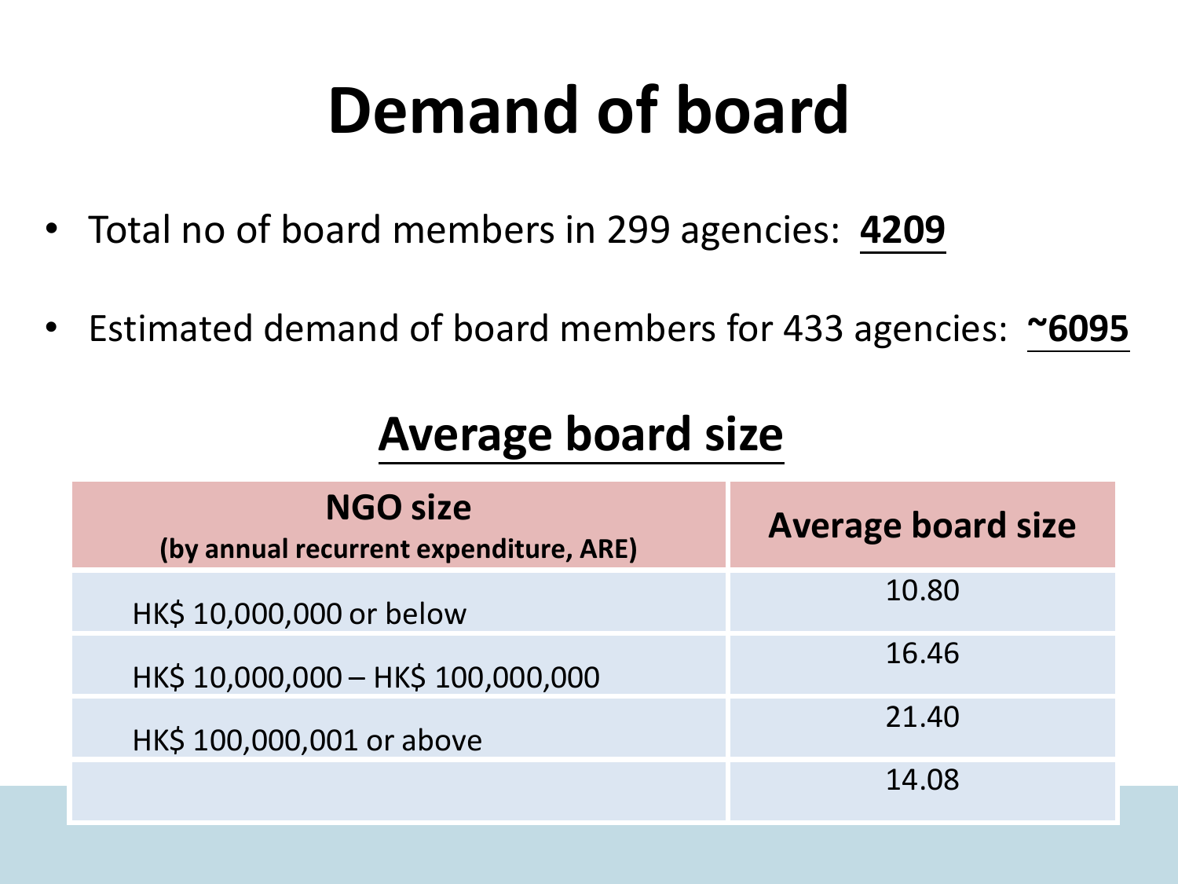# Demand of board

- Total no of board members in 299 agencies: **4209**
- Estimated demand of board members for 433 agencies: **~6095**

## Average board size

| NGO size (by annual recurrent expenditure, ARE) | Average board size |
|---|---|
| HK$ 10,000,000 or below | 10.80 |
| HK$ 10,000,000 – HK$ 100,000,000 | 16.46 |
| HK$ 100,000,001 or above | 21.40 |
| | 14.08 |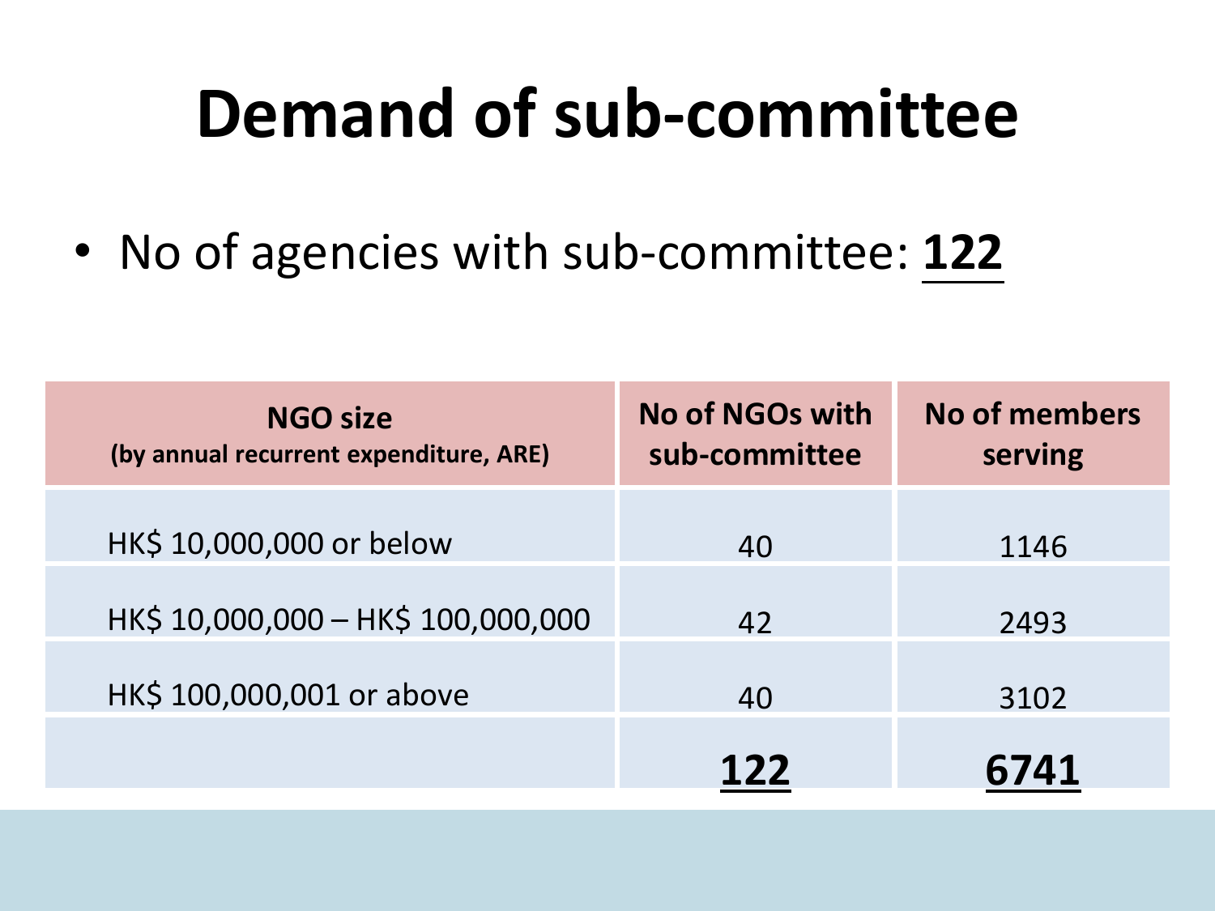# Demand of sub-committee

- No of agencies with sub-committee: **<u>122</u>**

| **NGO size (by annual recurrent expenditure, ARE)** | **No of NGOs with sub-committee** | **No of members serving** |
|---|---|---|
| HK$ 10,000,000 or below | 40 | 1146 |
| HK$ 10,000,000 – HK$ 100,000,000 | 42 | 2493 |
| HK$ 100,000,001 or above | 40 | 3102 |
| | **<u>122</u>** | **<u>6741</u>** |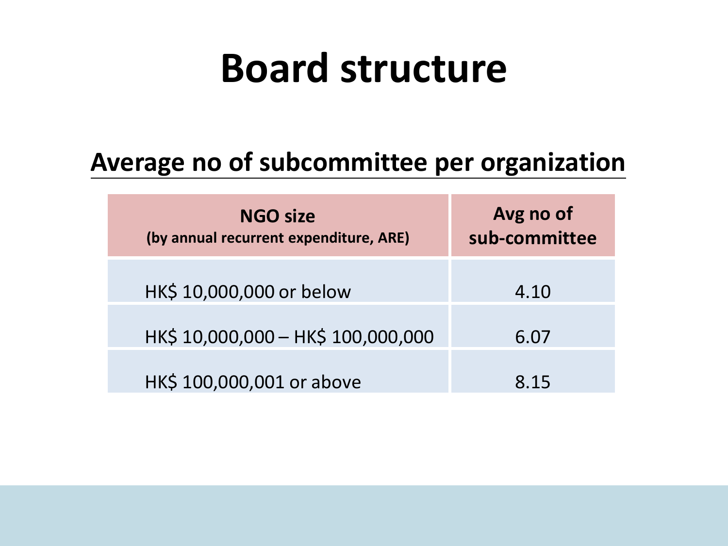# Board structure

## Average no of subcommittee per organization

| NGO size (by annual recurrent expenditure, ARE) | Avg no of sub-committee |
|---|---|
| HK$ 10,000,000 or below | 4.10 |
| HK$ 10,000,000 – HK$ 100,000,000 | 6.07 |
| HK$ 100,000,001 or above | 8.15 |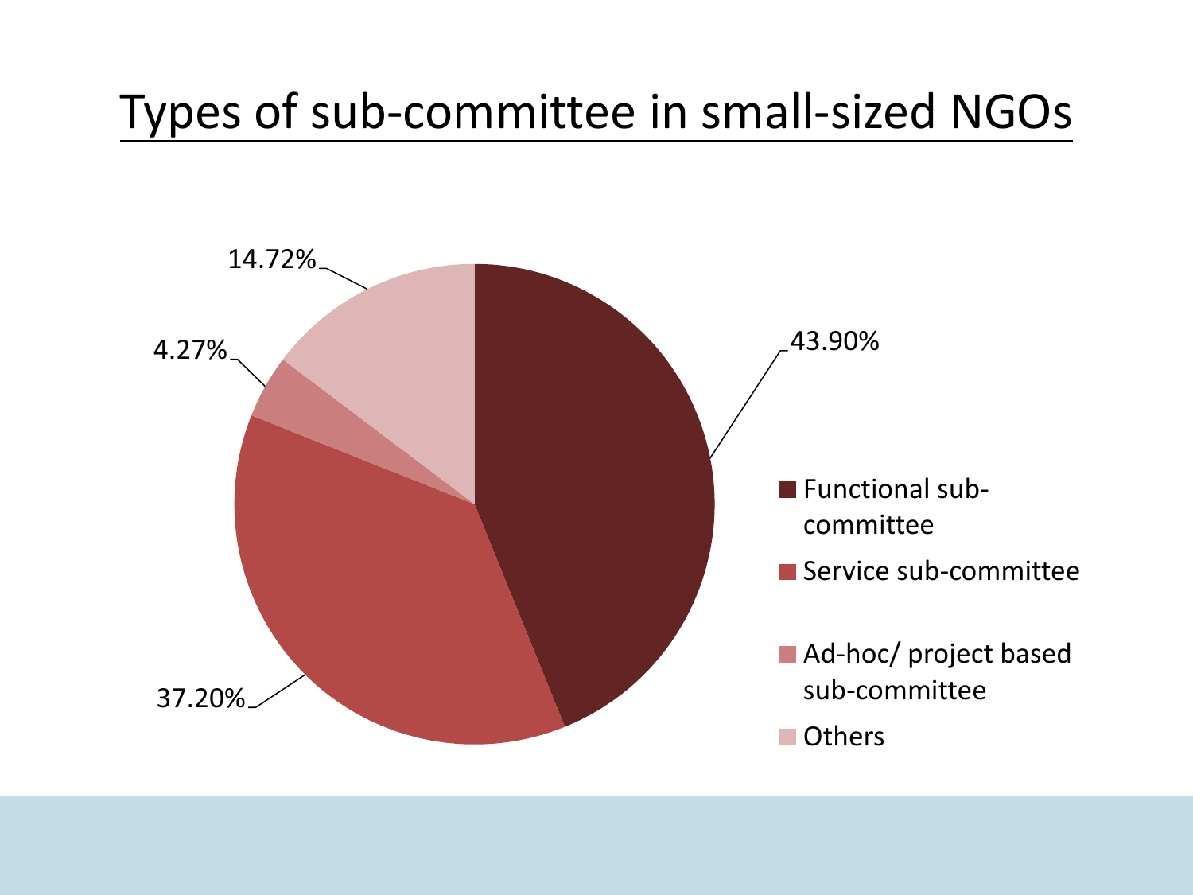# Types of sub-committee in small-sized NGOs

| Type | Percentage |
| --- | --- |
| Functional sub-committee | 43.90% |
| Service sub-committee | 37.20% |
| Ad-hoc/ project based sub-committee | 4.27% |
| Others | 14.72% |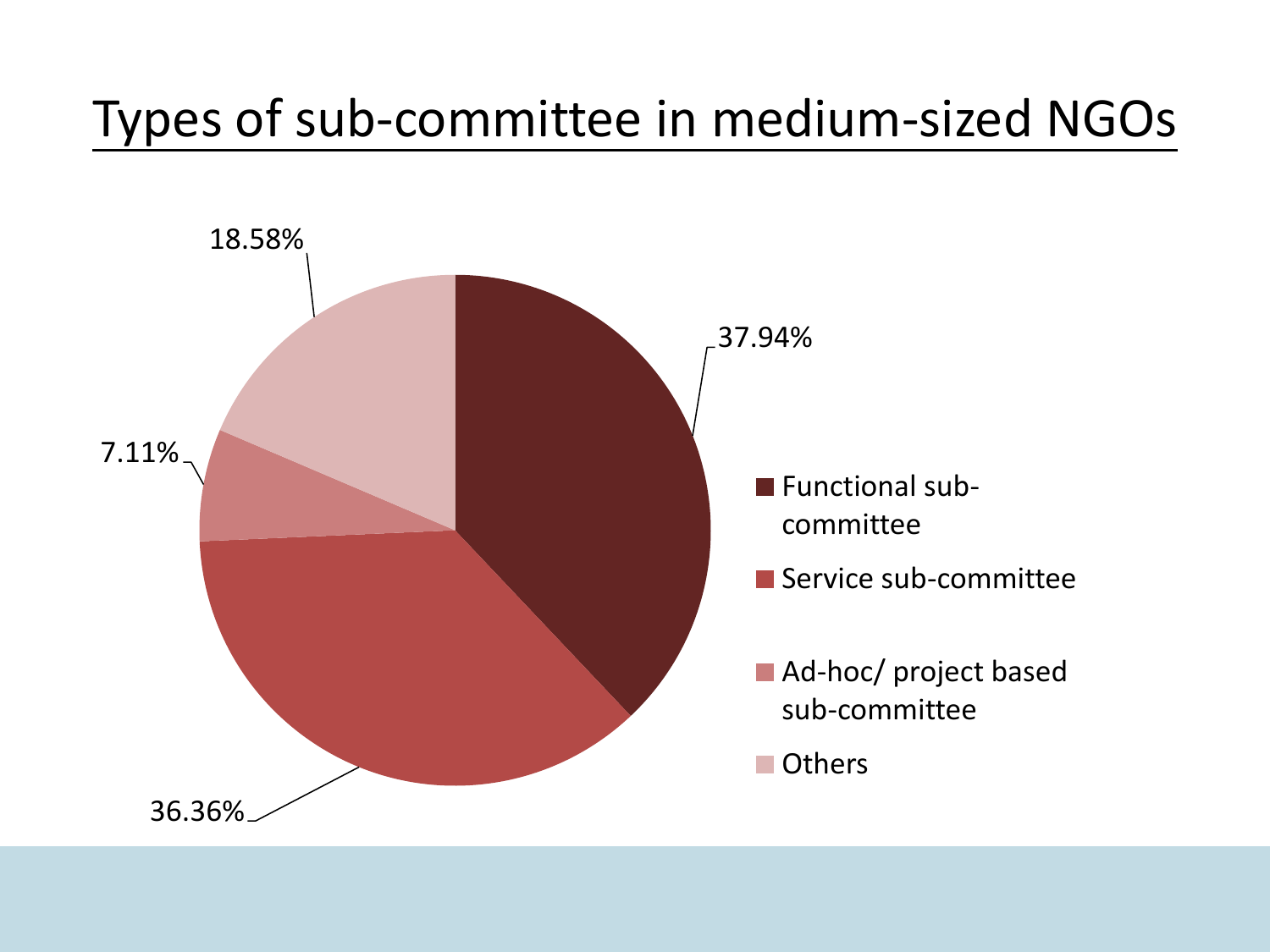# Types of sub-committee in medium-sized NGOs

18.58%

37.94%

7.11%

36.36%

- Functional sub-committee
- Service sub-committee
- Ad-hoc/ project based sub-committee
- Others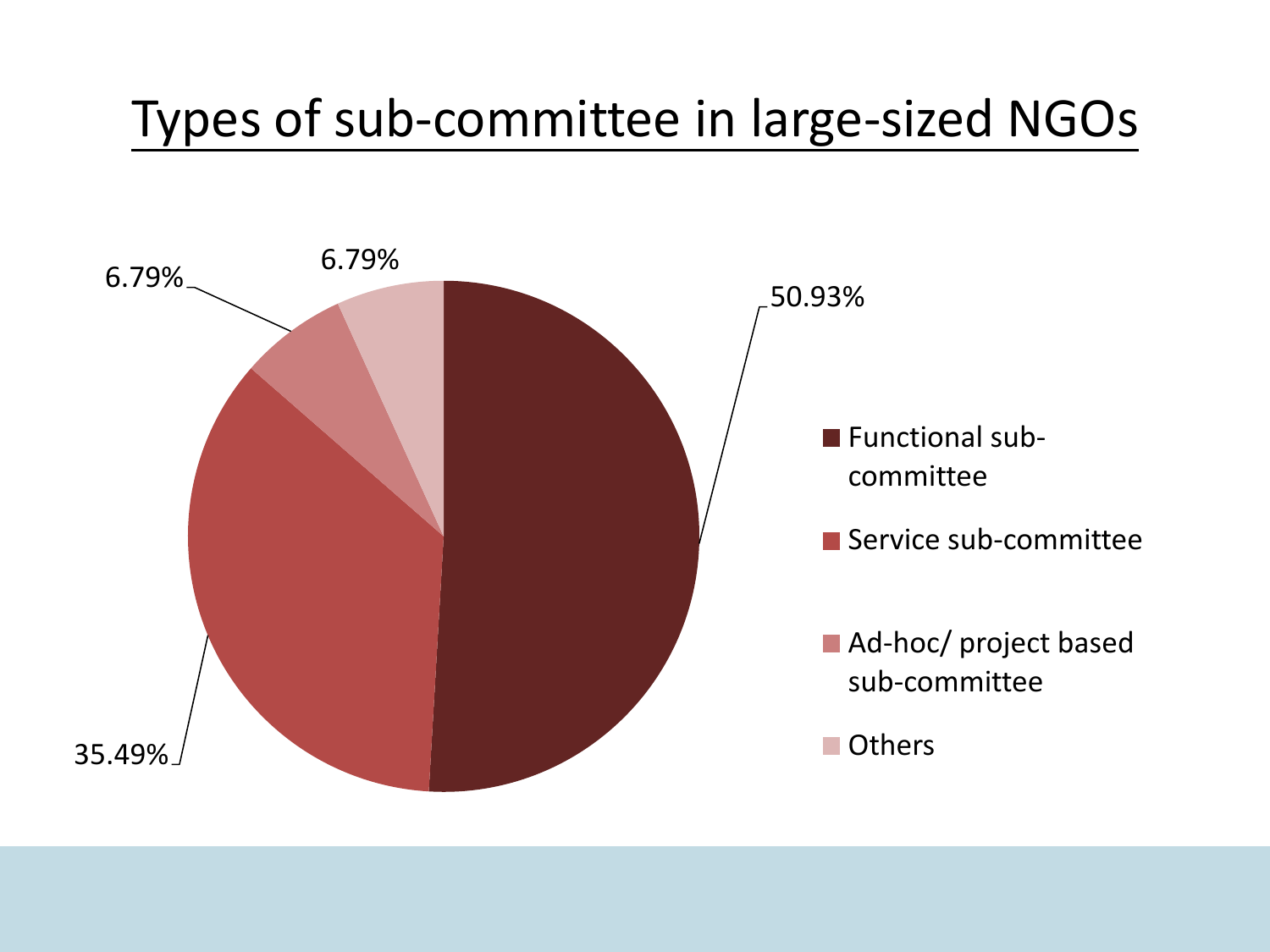# Types of sub-committee in large-sized NGOs

| Type | Percentage |
|---|---|
| Functional sub-committee | 50.93% |
| Service sub-committee | 35.49% |
| Ad-hoc/ project based sub-committee | 6.79% |
| Others | 6.79% |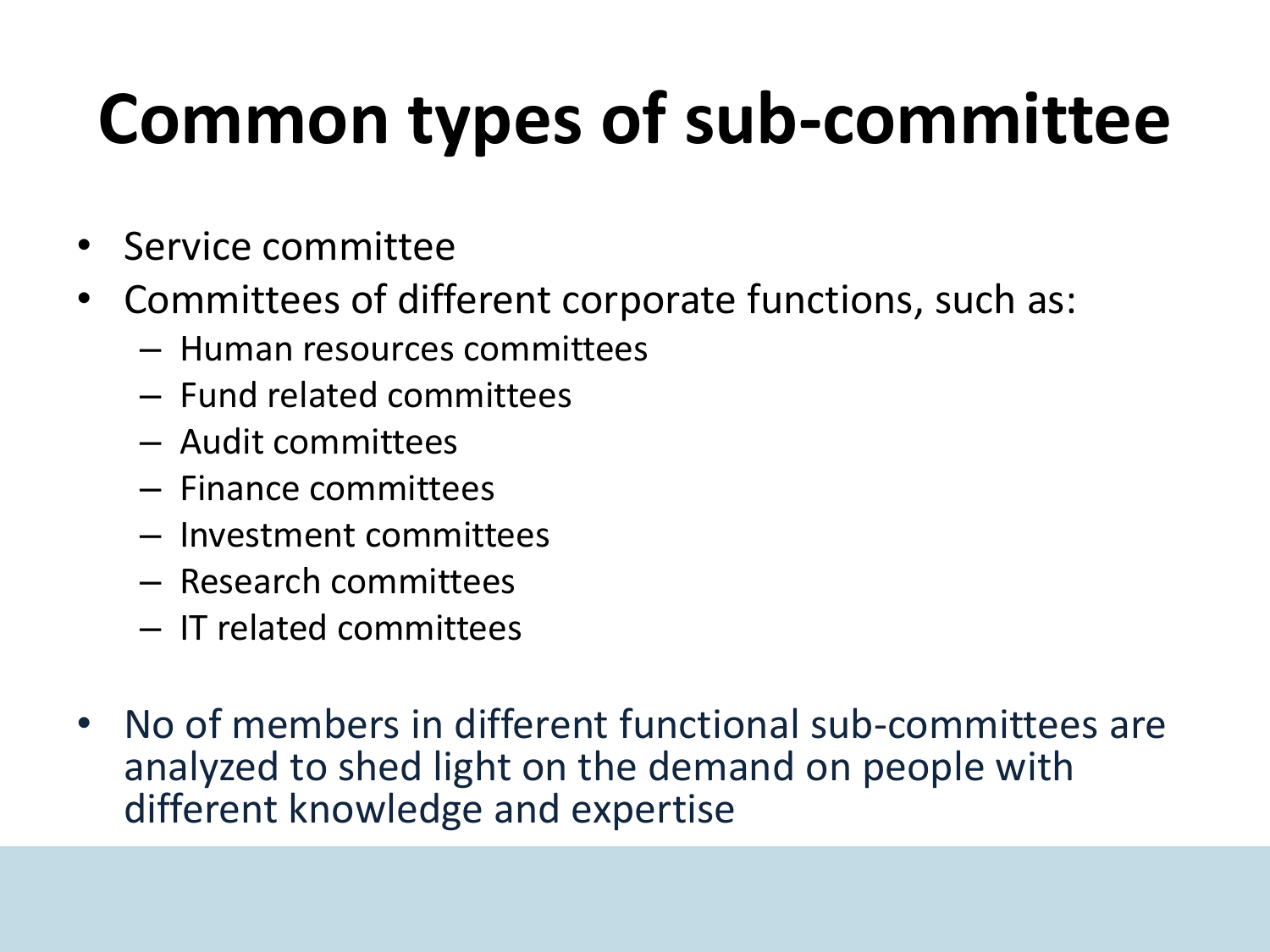# Common types of sub-committee

- Service committee
- Committees of different corporate functions, such as:
  - Human resources committees
  - Fund related committees
  - Audit committees
  - Finance committees
  - Investment committees
  - Research committees
  - IT related committees

- No of members in different functional sub-committees are analyzed to shed light on the demand on people with different knowledge and expertise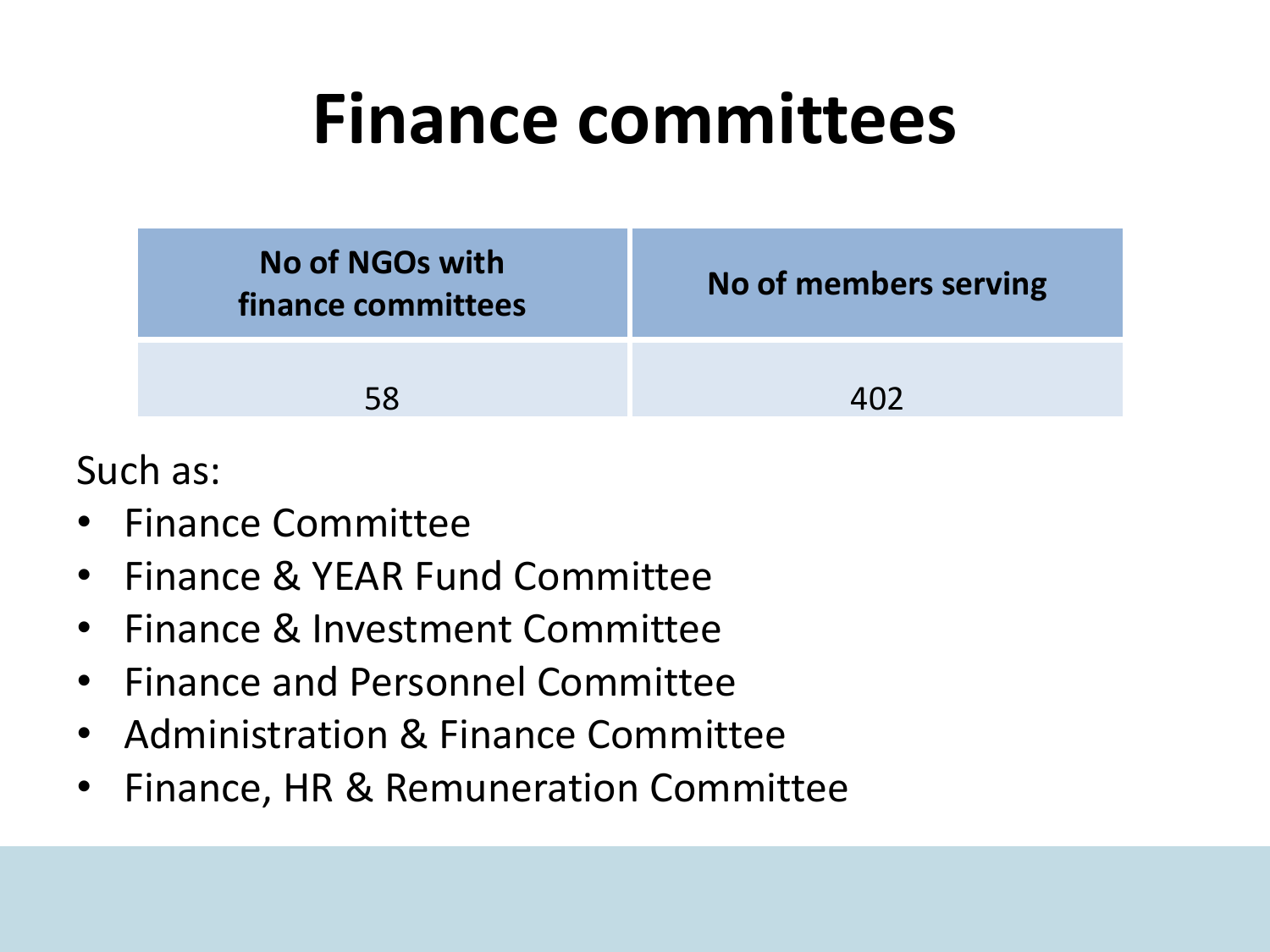# Finance committees

| No of NGOs with finance committees | No of members serving |
|---|---|
| 58 | 402 |

Such as:

- Finance Committee
- Finance & YEAR Fund Committee
- Finance & Investment Committee
- Finance and Personnel Committee
- Administration & Finance Committee
- Finance, HR & Remuneration Committee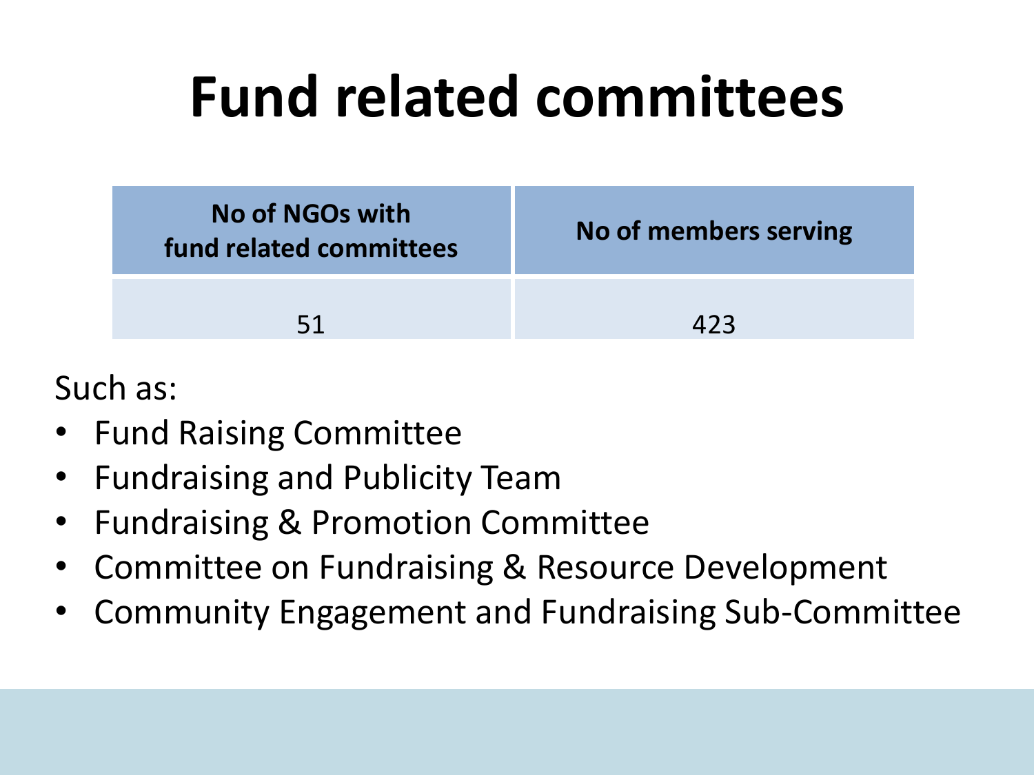# Fund related committees

| No of NGOs with fund related committees | No of members serving |
|---|---|
| 51 | 423 |

Such as:

- Fund Raising Committee
- Fundraising and Publicity Team
- Fundraising & Promotion Committee
- Committee on Fundraising & Resource Development
- Community Engagement and Fundraising Sub-Committee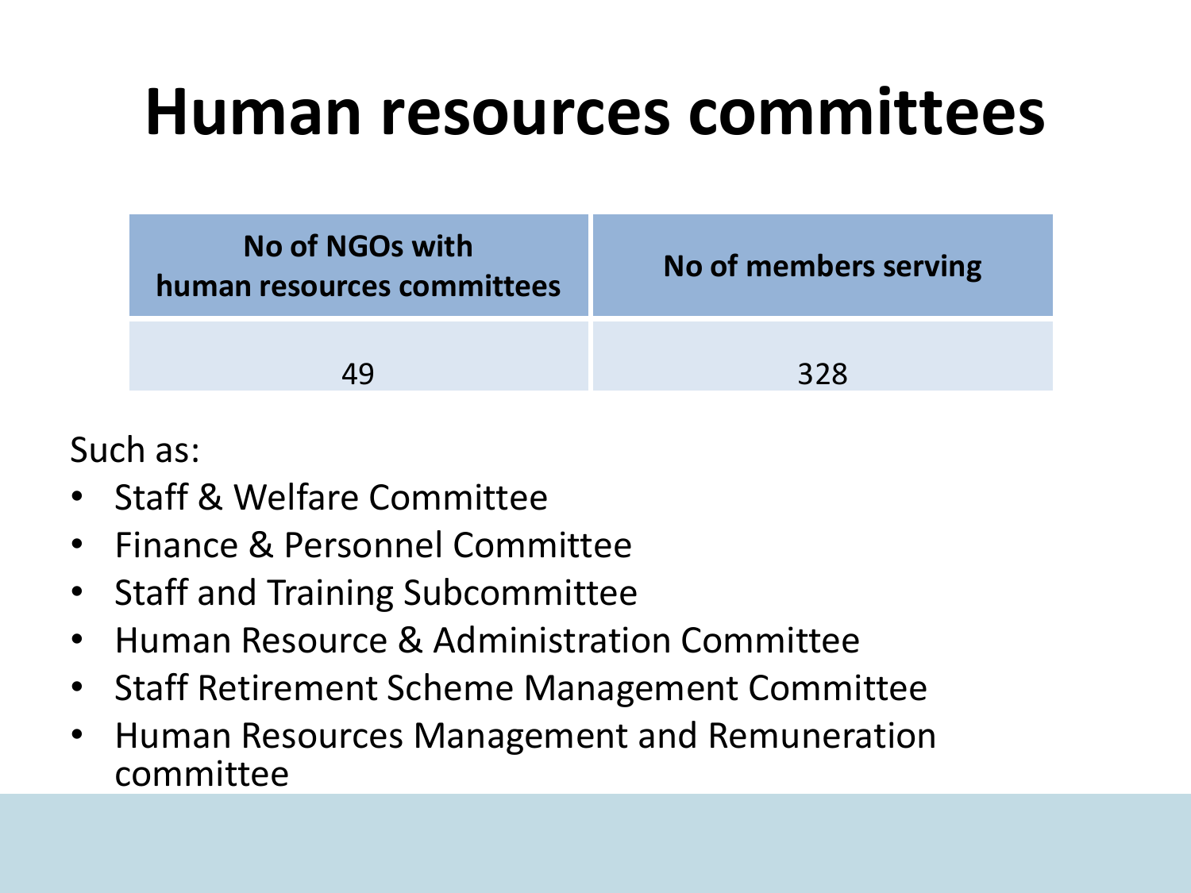# Human resources committees

| No of NGOs with human resources committees | No of members serving |
| --- | --- |
| 49 | 328 |

Such as:

- Staff & Welfare Committee
- Finance & Personnel Committee
- Staff and Training Subcommittee
- Human Resource & Administration Committee
- Staff Retirement Scheme Management Committee
- Human Resources Management and Remuneration committee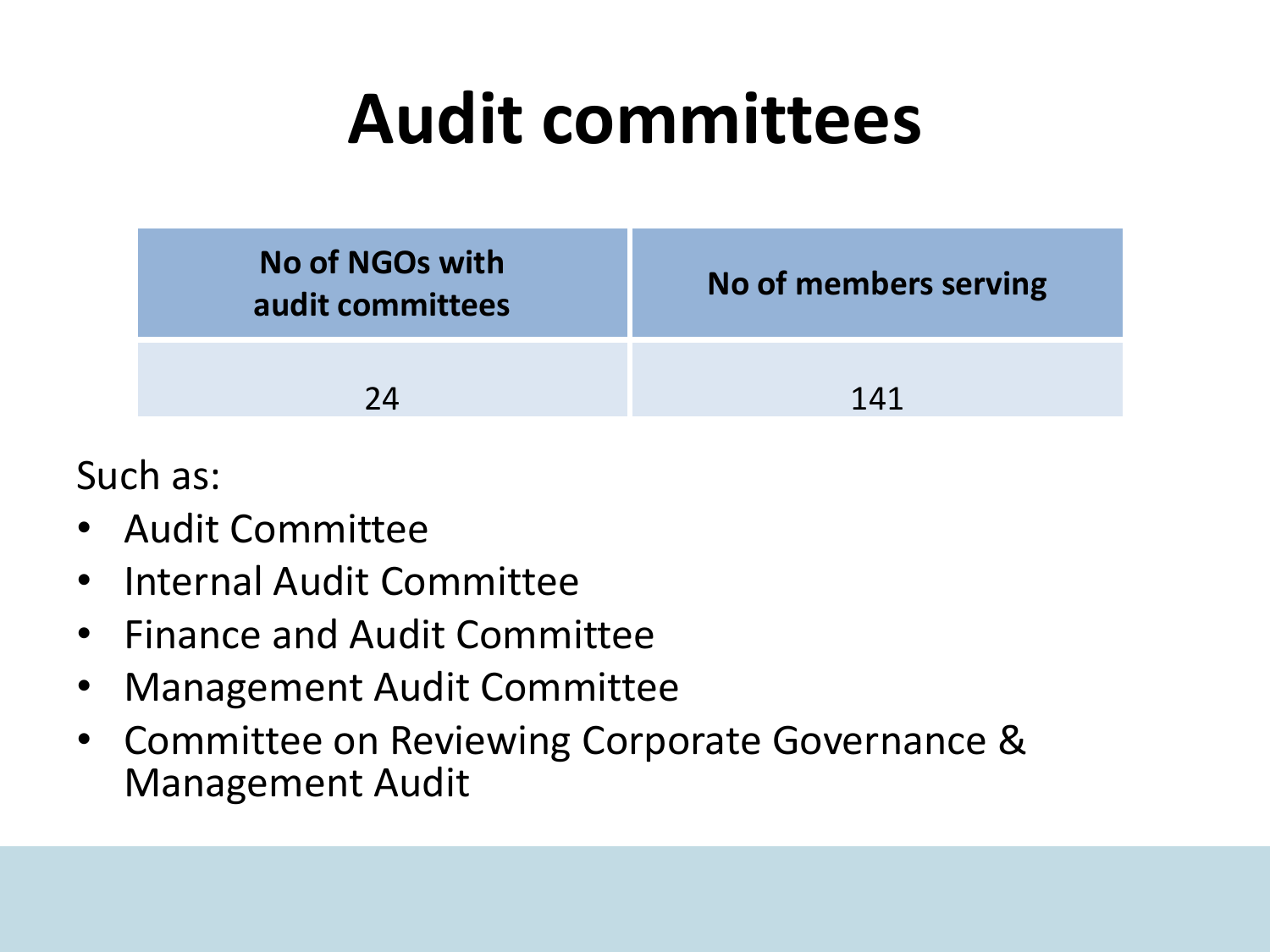# Audit committees

| No of NGOs with audit committees | No of members serving |
|---|---|
| 24 | 141 |

Such as:

- Audit Committee
- Internal Audit Committee
- Finance and Audit Committee
- Management Audit Committee
- Committee on Reviewing Corporate Governance & Management Audit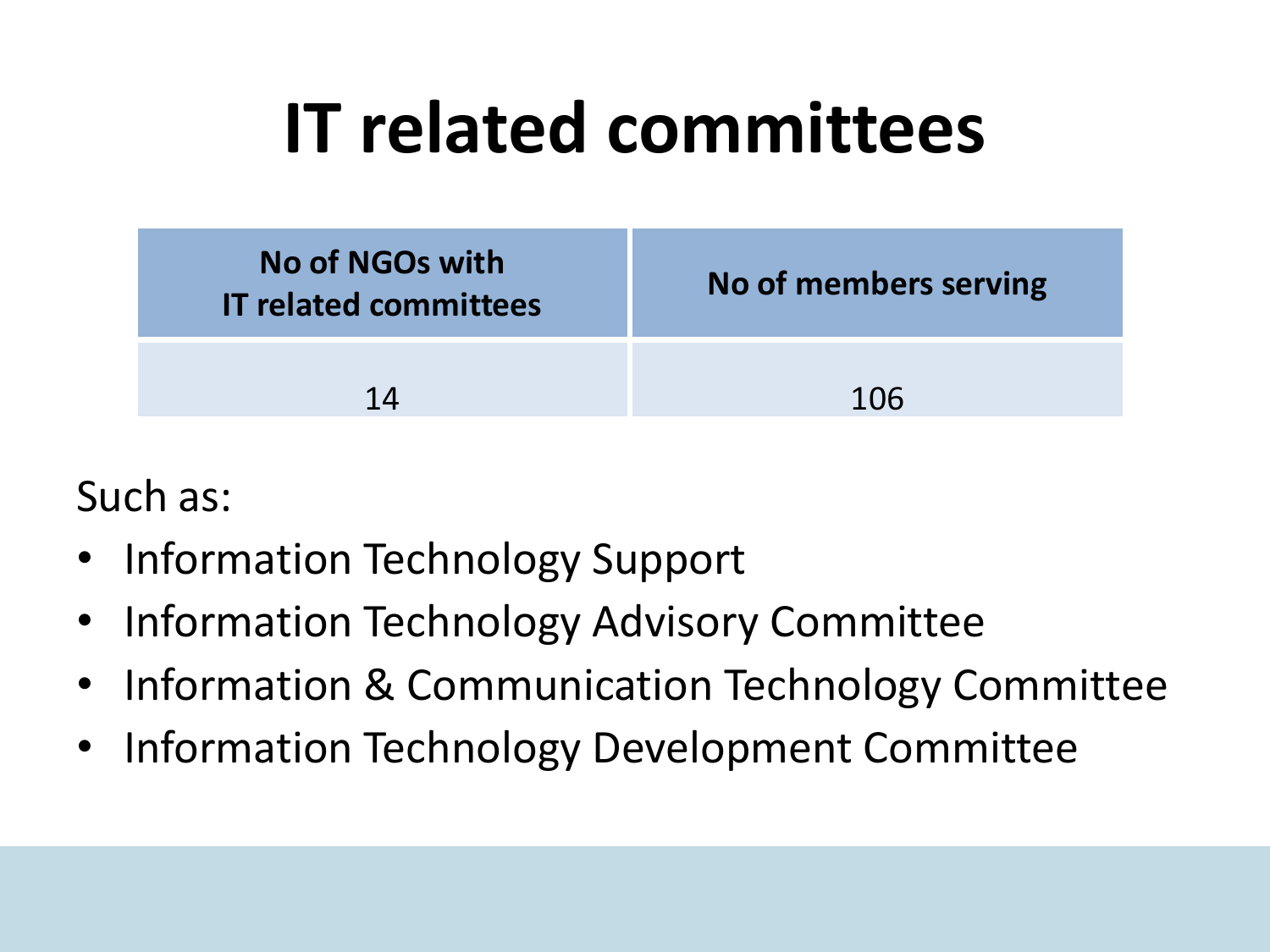# IT related committees

| No of NGOs with IT related committees | No of members serving |
| --- | --- |
| 14 | 106 |

Such as:

- Information Technology Support
- Information Technology Advisory Committee
- Information & Communication Technology Committee
- Information Technology Development Committee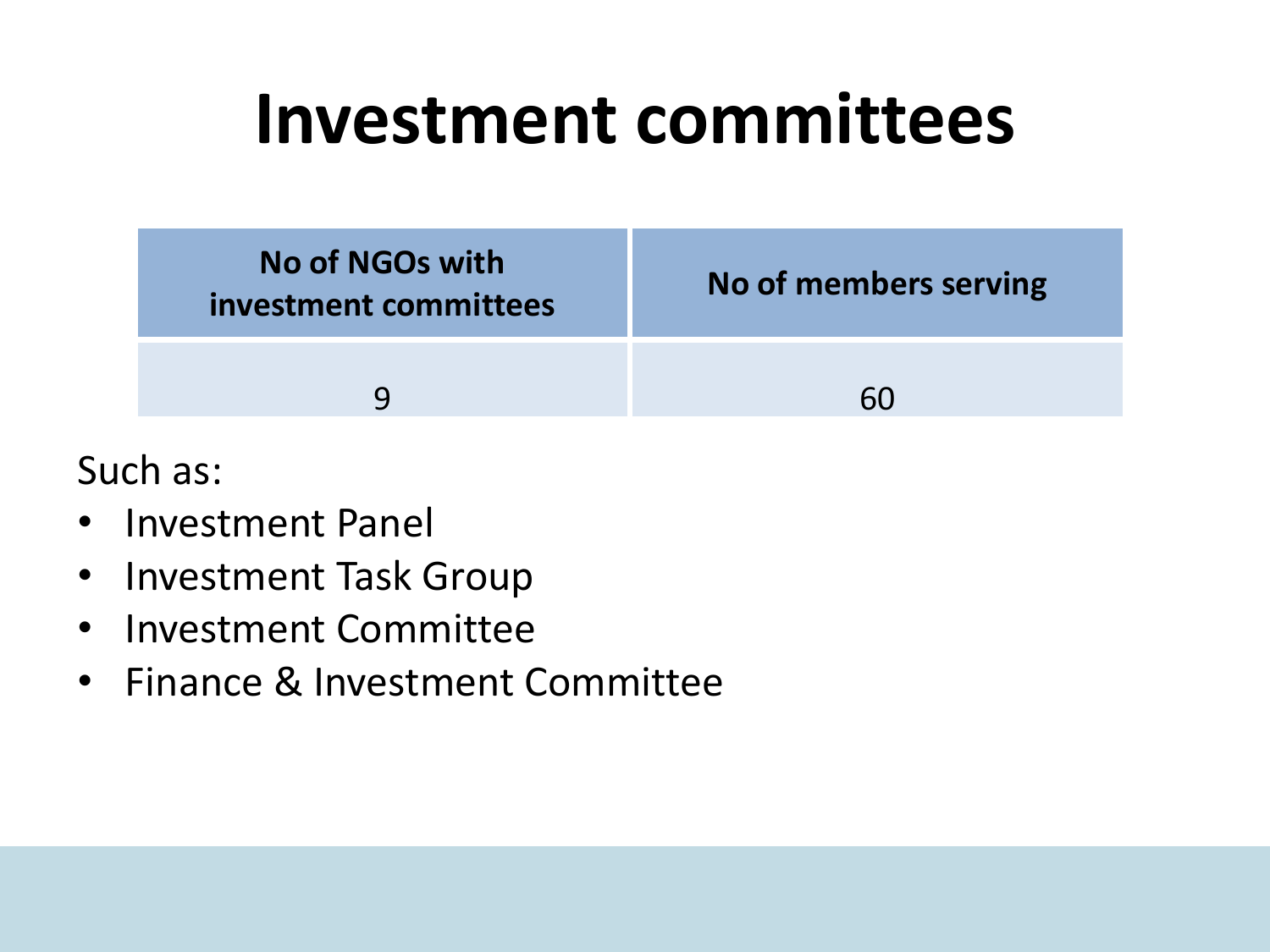# Investment committees

| No of NGOs with investment committees | No of members serving |
| --- | --- |
| 9 | 60 |

Such as:

- Investment Panel
- Investment Task Group
- Investment Committee
- Finance & Investment Committee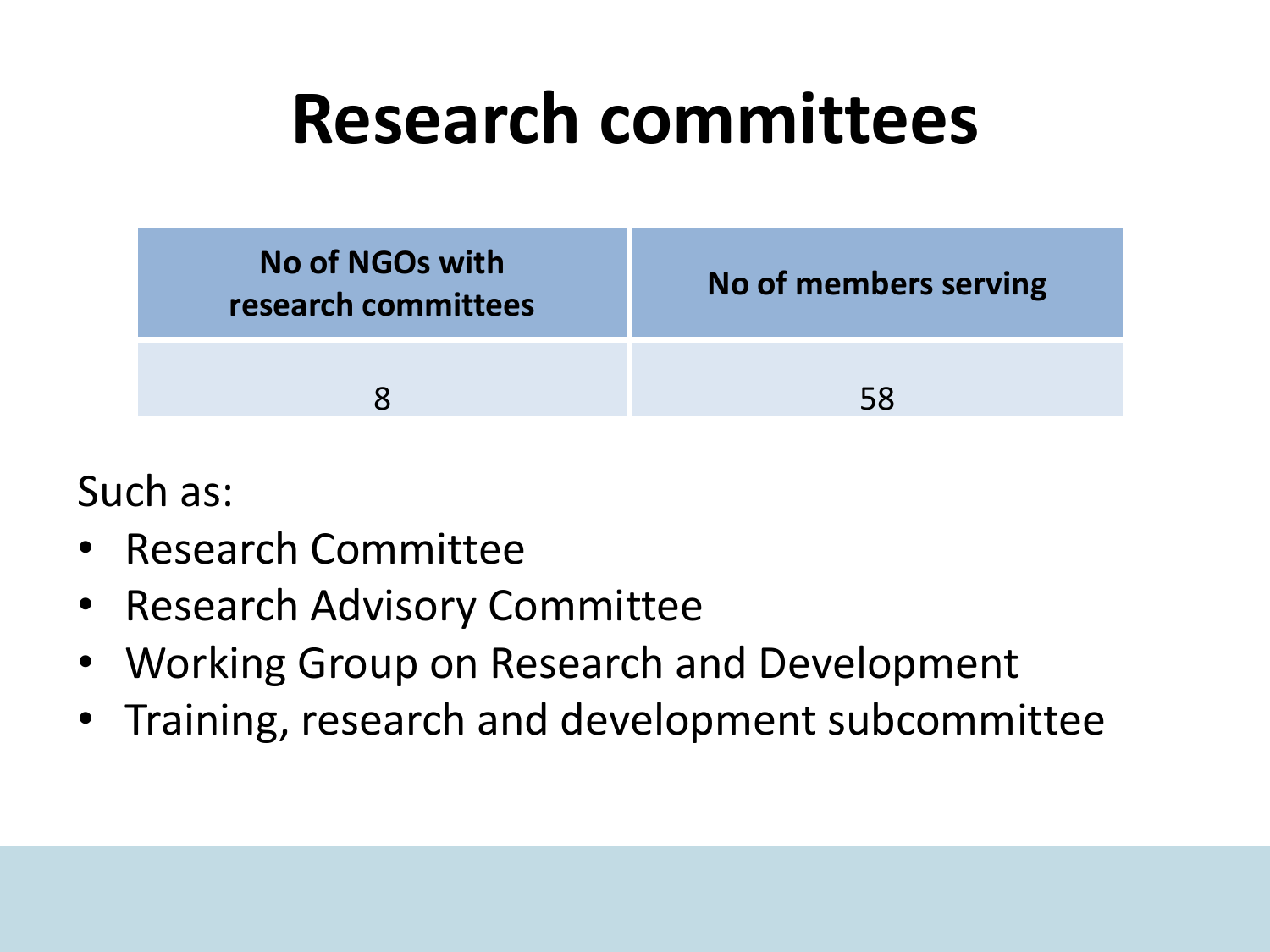# Research committees

| No of NGOs with research committees | No of members serving |
| --- | --- |
| 8 | 58 |

Such as:

- Research Committee
- Research Advisory Committee
- Working Group on Research and Development
- Training, research and development subcommittee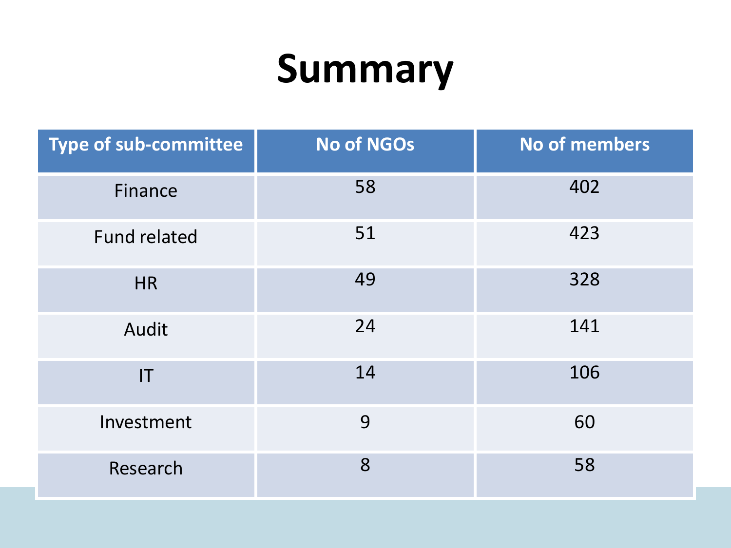# Summary

| Type of sub-committee | No of NGOs | No of members |
|---|---|---|
| Finance | 58 | 402 |
| Fund related | 51 | 423 |
| HR | 49 | 328 |
| Audit | 24 | 141 |
| IT | 14 | 106 |
| Investment | 9 | 60 |
| Research | 8 | 58 |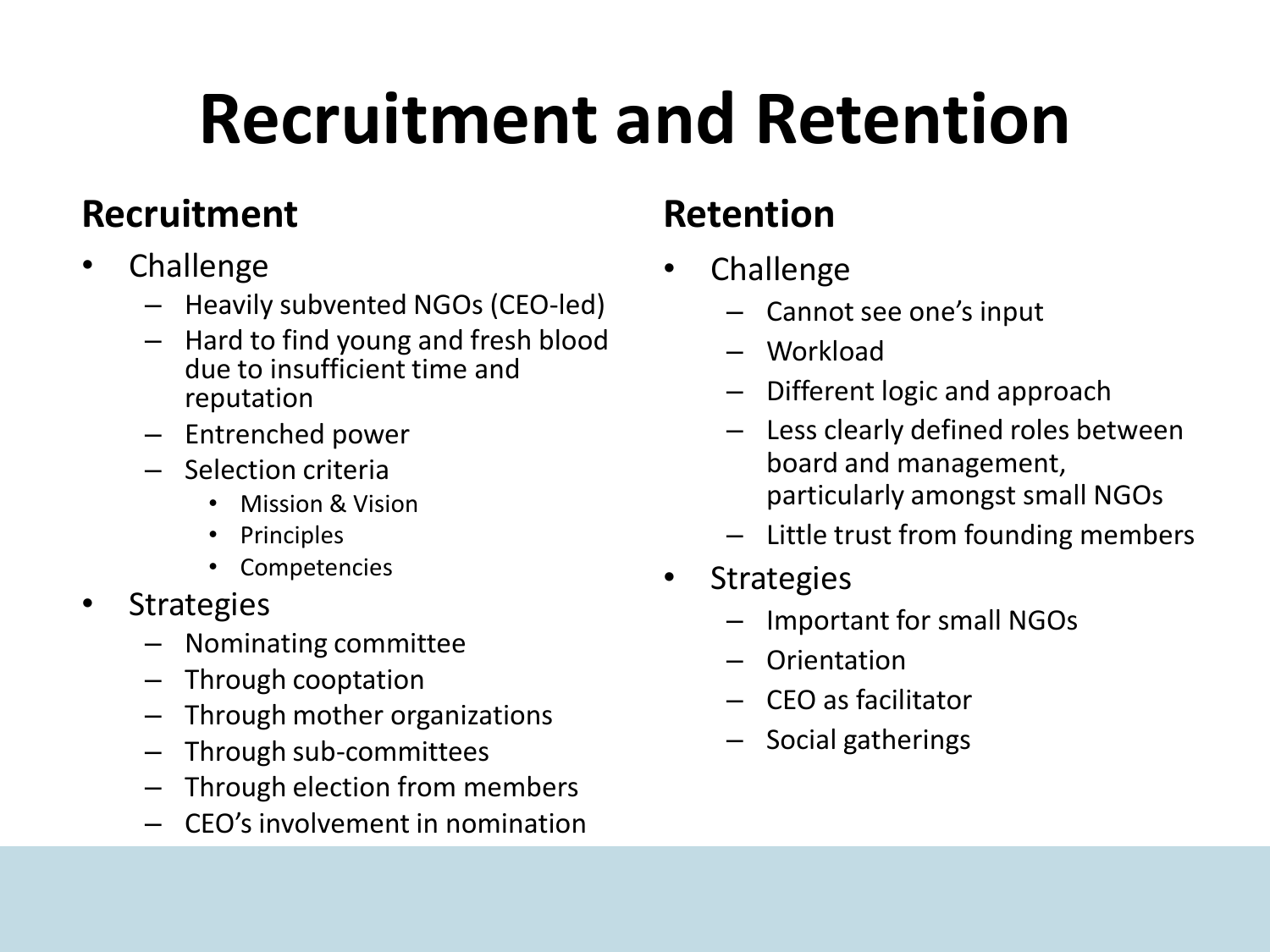# Recruitment and Retention

## Recruitment

- Challenge
  - Heavily subvented NGOs (CEO-led)
  - Hard to find young and fresh blood due to insufficient time and reputation
  - Entrenched power
  - Selection criteria
    - Mission & Vision
    - Principles
    - Competencies
- Strategies
  - Nominating committee
  - Through cooptation
  - Through mother organizations
  - Through sub-committees
  - Through election from members
  - CEO's involvement in nomination

## Retention

- Challenge
  - Cannot see one's input
  - Workload
  - Different logic and approach
  - Less clearly defined roles between board and management, particularly amongst small NGOs
  - Little trust from founding members
- Strategies
  - Important for small NGOs
  - Orientation
  - CEO as facilitator
  - Social gatherings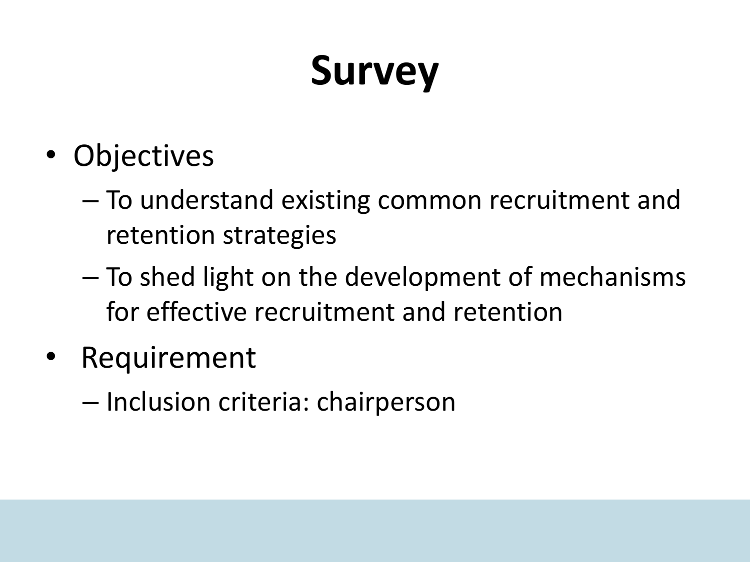# Survey

- Objectives
  - To understand existing common recruitment and retention strategies
  - To shed light on the development of mechanisms for effective recruitment and retention
- Requirement
  - Inclusion criteria: chairperson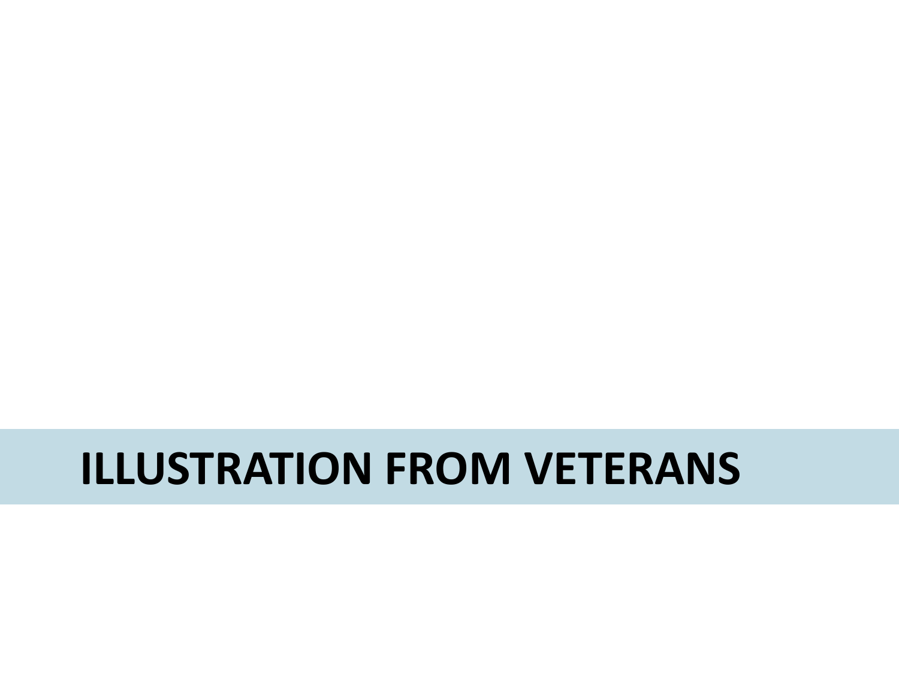# ILLUSTRATION FROM VETERANS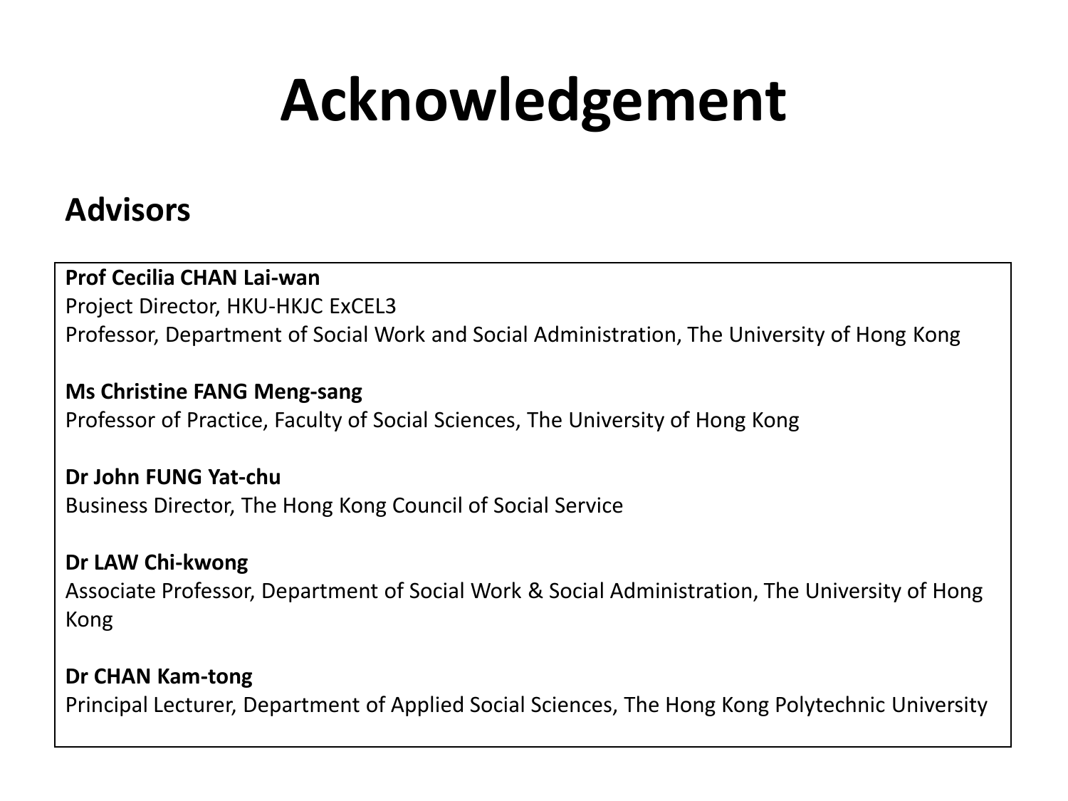# Acknowledgement

## Advisors

**Prof Cecilia CHAN Lai-wan**
Project Director, HKU-HKJC ExCEL3
Professor, Department of Social Work and Social Administration, The University of Hong Kong

**Ms Christine FANG Meng-sang**
Professor of Practice, Faculty of Social Sciences, The University of Hong Kong

**Dr John FUNG Yat-chu**
Business Director, The Hong Kong Council of Social Service

**Dr LAW Chi-kwong**
Associate Professor, Department of Social Work & Social Administration, The University of Hong Kong

**Dr CHAN Kam-tong**
Principal Lecturer, Department of Applied Social Sciences, The Hong Kong Polytechnic University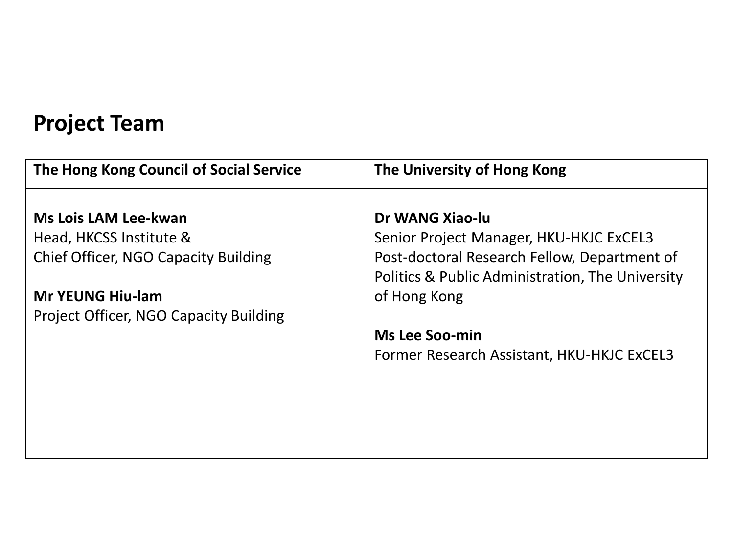## Project Team

| The Hong Kong Council of Social Service | The University of Hong Kong |
| --- | --- |
| **Ms Lois LAM Lee-kwan**<br>Head, HKCSS Institute &<br>Chief Officer, NGO Capacity Building<br><br>**Mr YEUNG Hiu-lam**<br>Project Officer, NGO Capacity Building | **Dr WANG Xiao-lu**<br>Senior Project Manager, HKU-HKJC ExCEL3<br>Post-doctoral Research Fellow, Department of Politics & Public Administration, The University of Hong Kong<br><br>**Ms Lee Soo-min**<br>Former Research Assistant, HKU-HKJC ExCEL3 |